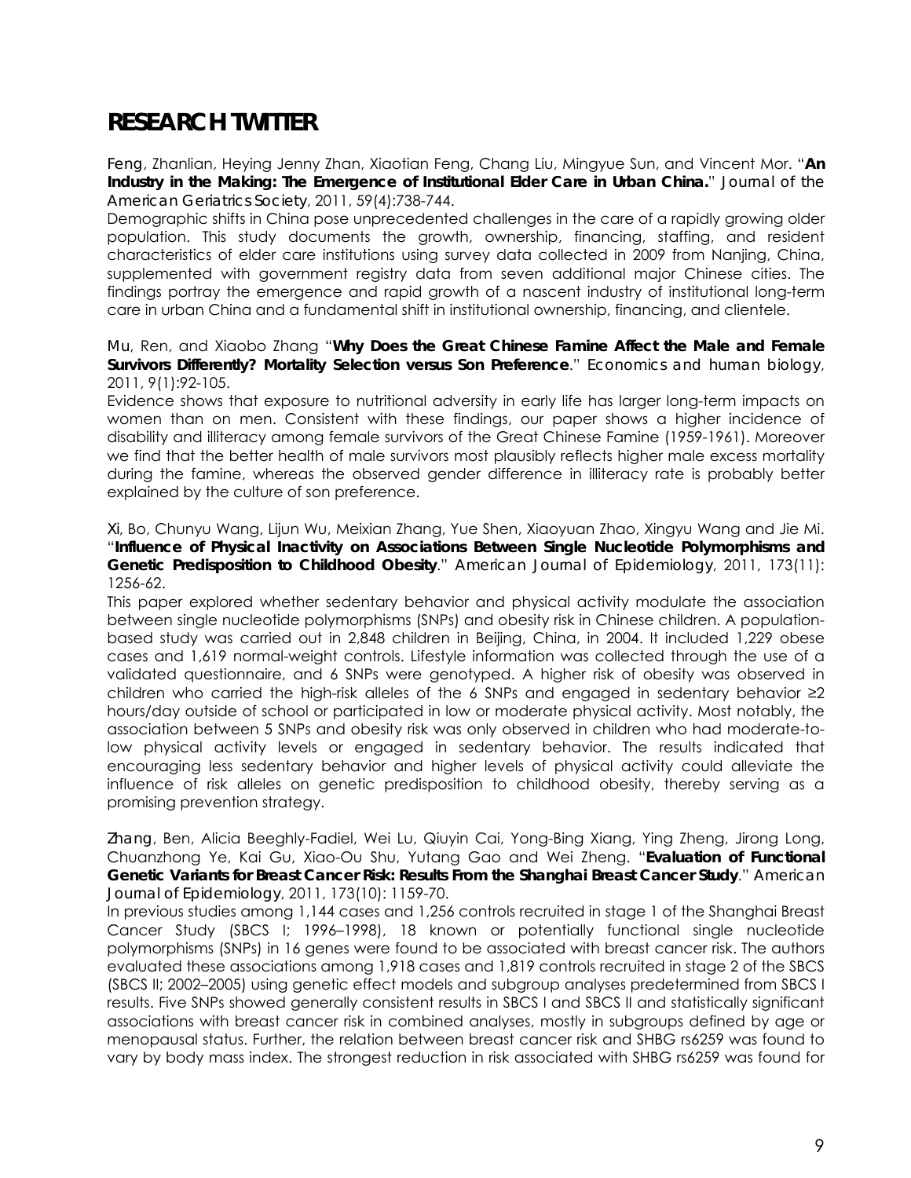# RESEARCH TWITTER

Feng, Zhanlian, Heying Jenny Zhan, Xiaotian Feng, Chang Liu, Mingyue Sun, and Vincent Mor. "**An Industry in the Making: The Emergence of Institutional Elder Care in Urban China.**" *Journal of the American Geriatrics Society*, 2011, 59(4):738-744.

Demographic shifts in China pose unprecedented challenges in the care of a rapidly growing older population. This study documents the growth, ownership, financing, staffing, and resident characteristics of elder care institutions using survey data collected in 2009 from Nanjing, China, supplemented with government registry data from seven additional major Chinese cities. The findings portray the emergence and rapid growth of a nascent industry of institutional long-term care in urban China and a fundamental shift in institutional ownership, financing, and clientele.

Mu, Ren, and Xiaobo Zhang "**Why Does the Great Chinese Famine Affect the Male and Female Survivors Differently? Mortality Selection versus Son Preference**." *Economics and human biology*, 2011, 9(1):92-105.

Evidence shows that exposure to nutritional adversity in early life has larger long-term impacts on women than on men. Consistent with these findings, our paper shows a higher incidence of disability and illiteracy among female survivors of the Great Chinese Famine (1959-1961). Moreover we find that the better health of male survivors most plausibly reflects higher male excess mortality during the famine, whereas the observed gender difference in illiteracy rate is probably better explained by the culture of son preference.

Xi, Bo, Chunyu Wang, Lijun Wu, Meixian Zhang, Yue Shen, Xiaoyuan Zhao, Xingyu Wang and Jie Mi. "**Influence of Physical Inactivity on Associations Between Single Nucleotide Polymorphisms and Genetic Predisposition to Childhood Obesity**." *American Journal of Epidemiology*, 2011, 173(11): 1256-62.

This paper explored whether sedentary behavior and physical activity modulate the association between single nucleotide polymorphisms (SNPs) and obesity risk in Chinese children. A population-based study was carried out in 2,848 children in Beijing, China, in 2004. It included 1,229 obese cases and 1,619 normal-weight controls. Lifestyle information was collected through the use of a validated questionnaire, and 6 SNPs were genotyped. A higher risk of obesity was observed in children who carried the high-risk alleles of the 6 SNPs and engaged in sedentary behavior ≥2 hours/day outside of school or participated in low or moderate physical activity. Most notably, the association between 5 SNPs and obesity risk was only observed in children who had moderate-to-low physical activity levels or engaged in sedentary behavior. The results indicated that encouraging less sedentary behavior and higher levels of physical activity could alleviate the influence of risk alleles on genetic predisposition to childhood obesity, thereby serving as a promising prevention strategy.

Zhang, Ben, Alicia Beeghly-Fadiel, Wei Lu, Qiuyin Cai, Yong-Bing Xiang, Ying Zheng, Jirong Long, Chuanzhong Ye, Kai Gu, Xiao-Ou Shu, Yutang Gao and Wei Zheng. "**Evaluation of Functional Genetic Variants for Breast Cancer Risk: Results From the Shanghai Breast Cancer Study**." *American Journal of Epidemiology*, 2011, 173(10): 1159-70.

In previous studies among 1,144 cases and 1,256 controls recruited in stage 1 of the Shanghai Breast Cancer Study (SBCS I; 1996–1998), 18 known or potentially functional single nucleotide polymorphisms (SNPs) in 16 genes were found to be associated with breast cancer risk. The authors evaluated these associations among 1,918 cases and 1,819 controls recruited in stage 2 of the SBCS (SBCS II; 2002–2005) using genetic effect models and subgroup analyses predetermined from SBCS I results. Five SNPs showed generally consistent results in SBCS I and SBCS II and statistically significant associations with breast cancer risk in combined analyses, mostly in subgroups defined by age or menopausal status. Further, the relation between breast cancer risk and SHBG rs6259 was found to vary by body mass index. The strongest reduction in risk associated with SHBG rs6259 was found for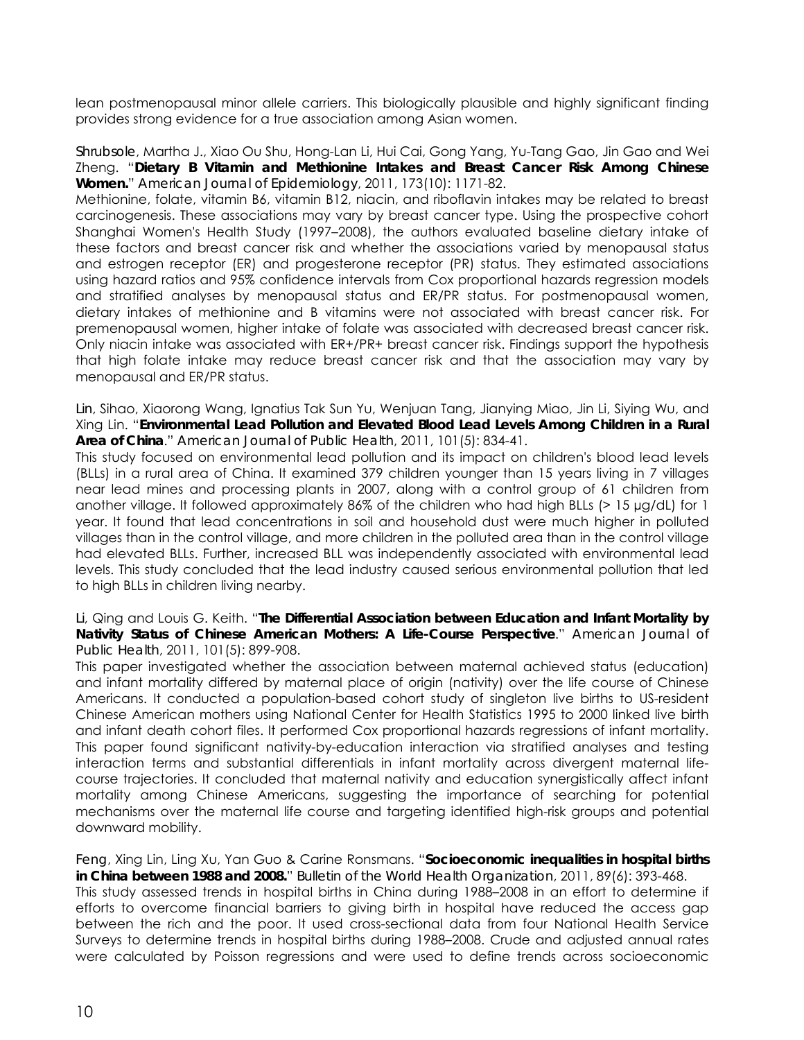lean postmenopausal minor allele carriers. This biologically plausible and highly significant finding provides strong evidence for a true association among Asian women.

Shrubsole, Martha J., Xiao Ou Shu, Hong-Lan Li, Hui Cai, Gong Yang, Yu-Tang Gao, Jin Gao and Wei Zheng. "**Dietary B Vitamin and Methionine Intakes and Breast Cancer Risk Among Chinese Women.**" *American Journal of Epidemiology*, 2011, 173(10): 1171-82.

Methionine, folate, vitamin B6, vitamin B12, niacin, and riboflavin intakes may be related to breast carcinogenesis. These associations may vary by breast cancer type. Using the prospective cohort Shanghai Women's Health Study (1997–2008), the authors evaluated baseline dietary intake of these factors and breast cancer risk and whether the associations varied by menopausal status and estrogen receptor (ER) and progesterone receptor (PR) status. They estimated associations using hazard ratios and 95% confidence intervals from Cox proportional hazards regression models and stratified analyses by menopausal status and ER/PR status. For postmenopausal women, dietary intakes of methionine and B vitamins were not associated with breast cancer risk. For premenopausal women, higher intake of folate was associated with decreased breast cancer risk. Only niacin intake was associated with ER+/PR+ breast cancer risk. Findings support the hypothesis that high folate intake may reduce breast cancer risk and that the association may vary by menopausal and ER/PR status.

Lin, Sihao, Xiaorong Wang, Ignatius Tak Sun Yu, Wenjuan Tang, Jianying Miao, Jin Li, Siying Wu, and Xing Lin. "**Environmental Lead Pollution and Elevated Blood Lead Levels Among Children in a Rural Area of China**." *American Journal of Public Health*, 2011, 101(5): 834-41.

This study focused on environmental lead pollution and its impact on children's blood lead levels (BLLs) in a rural area of China. It examined 379 children younger than 15 years living in 7 villages near lead mines and processing plants in 2007, along with a control group of 61 children from another village. It followed approximately 86% of the children who had high BLLs (> 15 μg/dL) for 1 year. It found that lead concentrations in soil and household dust were much higher in polluted villages than in the control village, and more children in the polluted area than in the control village had elevated BLLs. Further, increased BLL was independently associated with environmental lead levels. This study concluded that the lead industry caused serious environmental pollution that led to high BLLs in children living nearby.

Li, Qing and Louis G. Keith. "**The Differential Association between Education and Infant Mortality by Nativity Status of Chinese American Mothers: A Life-Course Perspective**." *American Journal of Public Health*, 2011, 101(5): 899-908.

This paper investigated whether the association between maternal achieved status (education) and infant mortality differed by maternal place of origin (nativity) over the life course of Chinese Americans. It conducted a population-based cohort study of singleton live births to US-resident Chinese American mothers using National Center for Health Statistics 1995 to 2000 linked live birth and infant death cohort files. It performed Cox proportional hazards regressions of infant mortality. This paper found significant nativity-by-education interaction via stratified analyses and testing interaction terms and substantial differentials in infant mortality across divergent maternal life-course trajectories. It concluded that maternal nativity and education synergistically affect infant mortality among Chinese Americans, suggesting the importance of searching for potential mechanisms over the maternal life course and targeting identified high-risk groups and potential downward mobility.

Feng, Xing Lin, Ling Xu, Yan Guo & Carine Ronsmans. "**Socioeconomic inequalities in hospital births in China between 1988 and 2008.**" *Bulletin of the World Health Organization*, 2011, 89(6): 393-468.

This study assessed trends in hospital births in China during 1988–2008 in an effort to determine if efforts to overcome financial barriers to giving birth in hospital have reduced the access gap between the rich and the poor. It used cross-sectional data from four National Health Service Surveys to determine trends in hospital births during 1988–2008. Crude and adjusted annual rates were calculated by Poisson regressions and were used to define trends across socioeconomic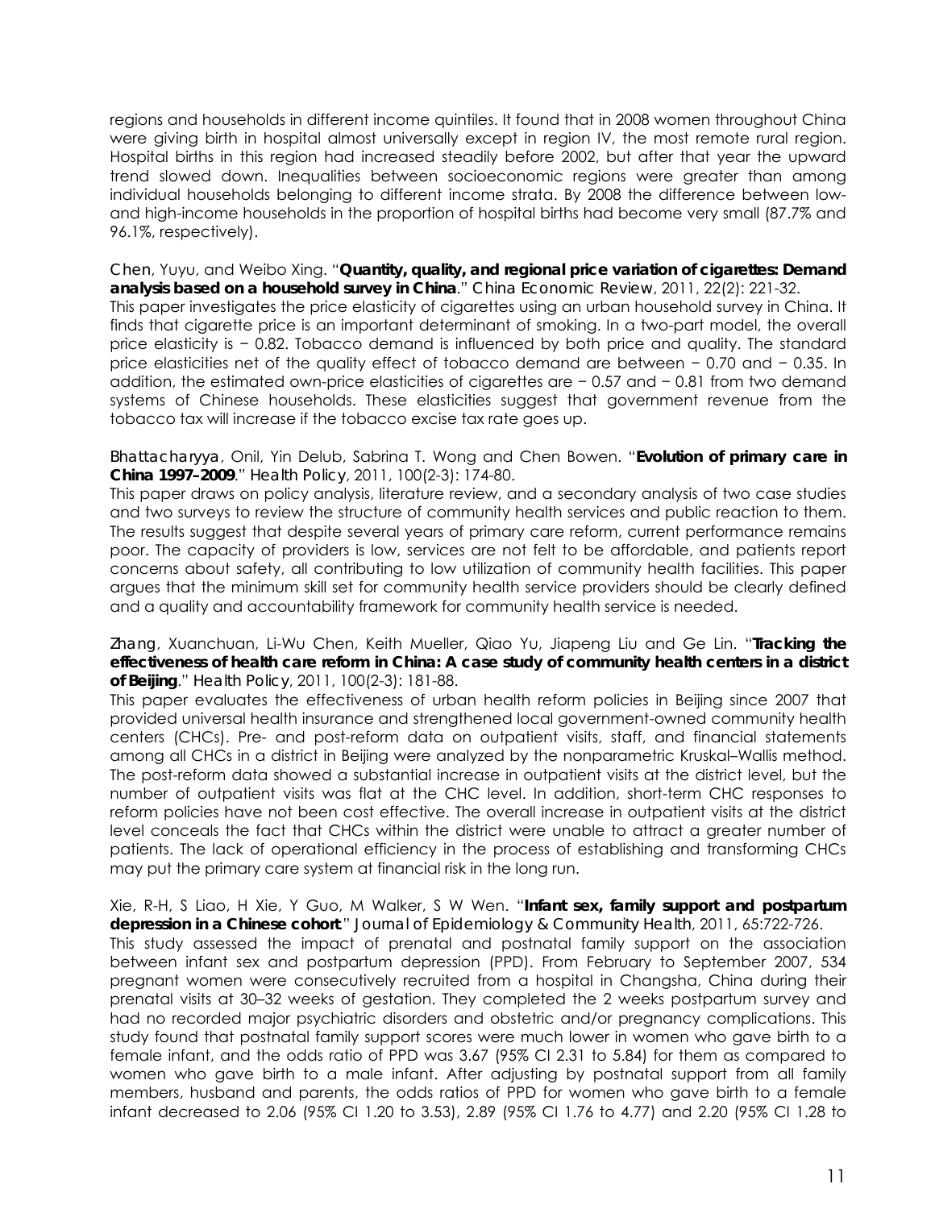regions and households in different income quintiles. It found that in 2008 women throughout China were giving birth in hospital almost universally except in region IV, the most remote rural region. Hospital births in this region had increased steadily before 2002, but after that year the upward trend slowed down. Inequalities between socioeconomic regions were greater than among individual households belonging to different income strata. By 2008 the difference between low- and high-income households in the proportion of hospital births had become very small (87.7% and 96.1%, respectively).

Chen, Yuyu, and Weibo Xing. "**Quantity, quality, and regional price variation of cigarettes: Demand analysis based on a household survey in China**." *China Economic Review*, 2011, 22(2): 221-32.
This paper investigates the price elasticity of cigarettes using an urban household survey in China. It finds that cigarette price is an important determinant of smoking. In a two-part model, the overall price elasticity is − 0.82. Tobacco demand is influenced by both price and quality. The standard price elasticities net of the quality effect of tobacco demand are between − 0.70 and − 0.35. In addition, the estimated own-price elasticities of cigarettes are − 0.57 and − 0.81 from two demand systems of Chinese households. These elasticities suggest that government revenue from the tobacco tax will increase if the tobacco excise tax rate goes up.

Bhattacharyya, Onil, Yin Delub, Sabrina T. Wong and Chen Bowen. "**Evolution of primary care in China 1997–2009**." *Health Policy*, 2011, 100(2-3): 174-80.
This paper draws on policy analysis, literature review, and a secondary analysis of two case studies and two surveys to review the structure of community health services and public reaction to them. The results suggest that despite several years of primary care reform, current performance remains poor. The capacity of providers is low, services are not felt to be affordable, and patients report concerns about safety, all contributing to low utilization of community health facilities. This paper argues that the minimum skill set for community health service providers should be clearly defined and a quality and accountability framework for community health service is needed.

Zhang, Xuanchuan, Li-Wu Chen, Keith Mueller, Qiao Yu, Jiapeng Liu and Ge Lin. "**Tracking the effectiveness of health care reform in China: A case study of community health centers in a district of Beijing**." *Health Policy*, 2011, 100(2-3): 181-88.
This paper evaluates the effectiveness of urban health reform policies in Beijing since 2007 that provided universal health insurance and strengthened local government-owned community health centers (CHCs). Pre- and post-reform data on outpatient visits, staff, and financial statements among all CHCs in a district in Beijing were analyzed by the nonparametric Kruskal–Wallis method. The post-reform data showed a substantial increase in outpatient visits at the district level, but the number of outpatient visits was flat at the CHC level. In addition, short-term CHC responses to reform policies have not been cost effective. The overall increase in outpatient visits at the district level conceals the fact that CHCs within the district were unable to attract a greater number of patients. The lack of operational efficiency in the process of establishing and transforming CHCs may put the primary care system at financial risk in the long run.

Xie, R-H, S Liao, H Xie, Y Guo, M Walker, S W Wen. "**Infant sex, family support and postpartum depression in a Chinese cohort**." *Journal of Epidemiology & Community Health*, 2011, 65:722-726.
This study assessed the impact of prenatal and postnatal family support on the association between infant sex and postpartum depression (PPD). From February to September 2007, 534 pregnant women were consecutively recruited from a hospital in Changsha, China during their prenatal visits at 30–32 weeks of gestation. They completed the 2 weeks postpartum survey and had no recorded major psychiatric disorders and obstetric and/or pregnancy complications. This study found that postnatal family support scores were much lower in women who gave birth to a female infant, and the odds ratio of PPD was 3.67 (95% CI 2.31 to 5.84) for them as compared to women who gave birth to a male infant. After adjusting by postnatal support from all family members, husband and parents, the odds ratios of PPD for women who gave birth to a female infant decreased to 2.06 (95% CI 1.20 to 3.53), 2.89 (95% CI 1.76 to 4.77) and 2.20 (95% CI 1.28 to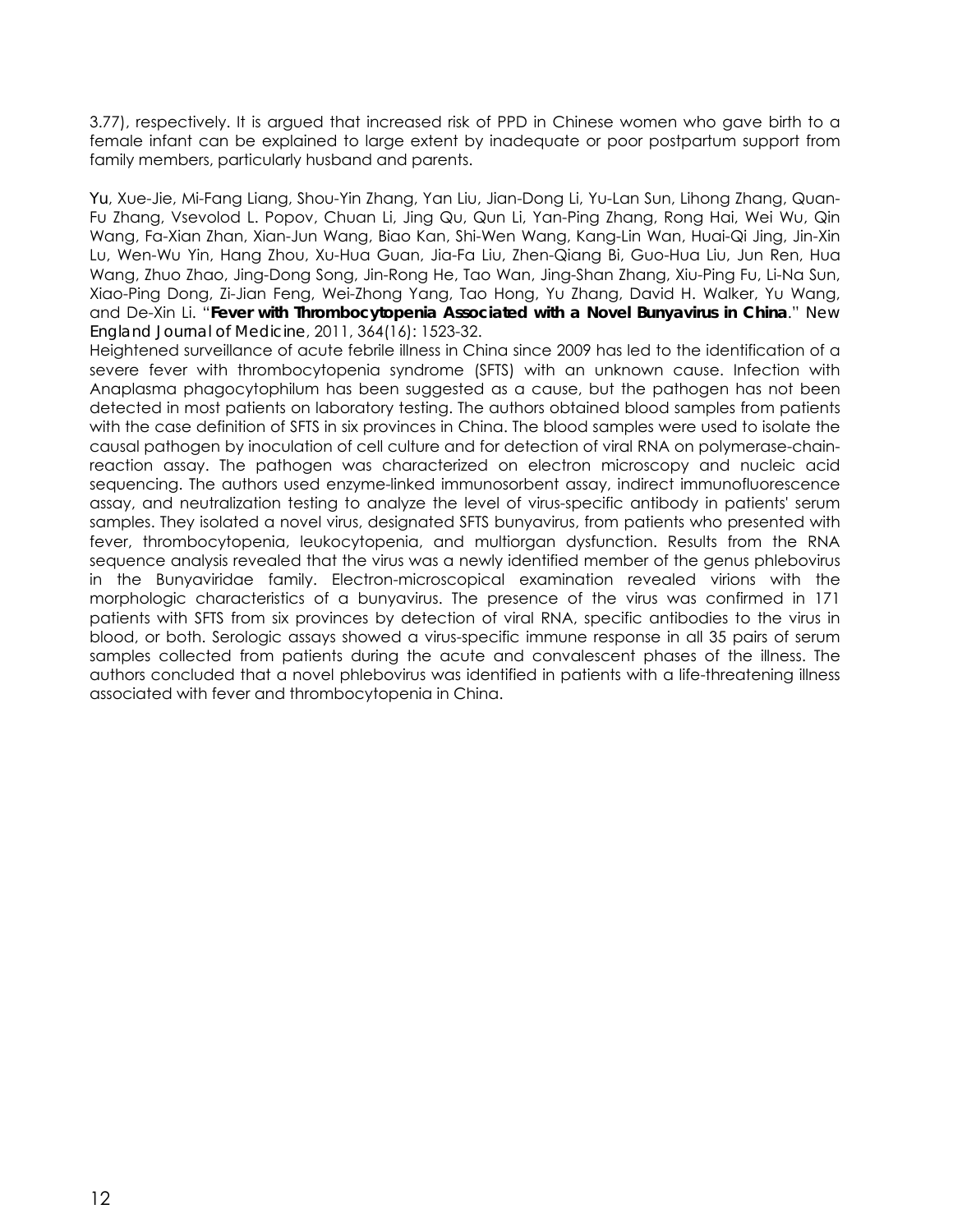3.77), respectively. It is argued that increased risk of PPD in Chinese women who gave birth to a female infant can be explained to large extent by inadequate or poor postpartum support from family members, particularly husband and parents.

Yu, Xue-Jie, Mi-Fang Liang, Shou-Yin Zhang, Yan Liu, Jian-Dong Li, Yu-Lan Sun, Lihong Zhang, Quan-Fu Zhang, Vsevolod L. Popov, Chuan Li, Jing Qu, Qun Li, Yan-Ping Zhang, Rong Hai, Wei Wu, Qin Wang, Fa-Xian Zhan, Xian-Jun Wang, Biao Kan, Shi-Wen Wang, Kang-Lin Wan, Huai-Qi Jing, Jin-Xin Lu, Wen-Wu Yin, Hang Zhou, Xu-Hua Guan, Jia-Fa Liu, Zhen-Qiang Bi, Guo-Hua Liu, Jun Ren, Hua Wang, Zhuo Zhao, Jing-Dong Song, Jin-Rong He, Tao Wan, Jing-Shan Zhang, Xiu-Ping Fu, Li-Na Sun, Xiao-Ping Dong, Zi-Jian Feng, Wei-Zhong Yang, Tao Hong, Yu Zhang, David H. Walker, Yu Wang, and De-Xin Li. "**Fever with Thrombocytopenia Associated with a Novel Bunyavirus in China**." *New England Journal of Medicine*, 2011, 364(16): 1523-32.

Heightened surveillance of acute febrile illness in China since 2009 has led to the identification of a severe fever with thrombocytopenia syndrome (SFTS) with an unknown cause. Infection with Anaplasma phagocytophilum has been suggested as a cause, but the pathogen has not been detected in most patients on laboratory testing. The authors obtained blood samples from patients with the case definition of SFTS in six provinces in China. The blood samples were used to isolate the causal pathogen by inoculation of cell culture and for detection of viral RNA on polymerase-chain-reaction assay. The pathogen was characterized on electron microscopy and nucleic acid sequencing. The authors used enzyme-linked immunosorbent assay, indirect immunofluorescence assay, and neutralization testing to analyze the level of virus-specific antibody in patients' serum samples. They isolated a novel virus, designated SFTS bunyavirus, from patients who presented with fever, thrombocytopenia, leukocytopenia, and multiorgan dysfunction. Results from the RNA sequence analysis revealed that the virus was a newly identified member of the genus phlebovirus in the Bunyaviridae family. Electron-microscopical examination revealed virions with the morphologic characteristics of a bunyavirus. The presence of the virus was confirmed in 171 patients with SFTS from six provinces by detection of viral RNA, specific antibodies to the virus in blood, or both. Serologic assays showed a virus-specific immune response in all 35 pairs of serum samples collected from patients during the acute and convalescent phases of the illness. The authors concluded that a novel phlebovirus was identified in patients with a life-threatening illness associated with fever and thrombocytopenia in China.